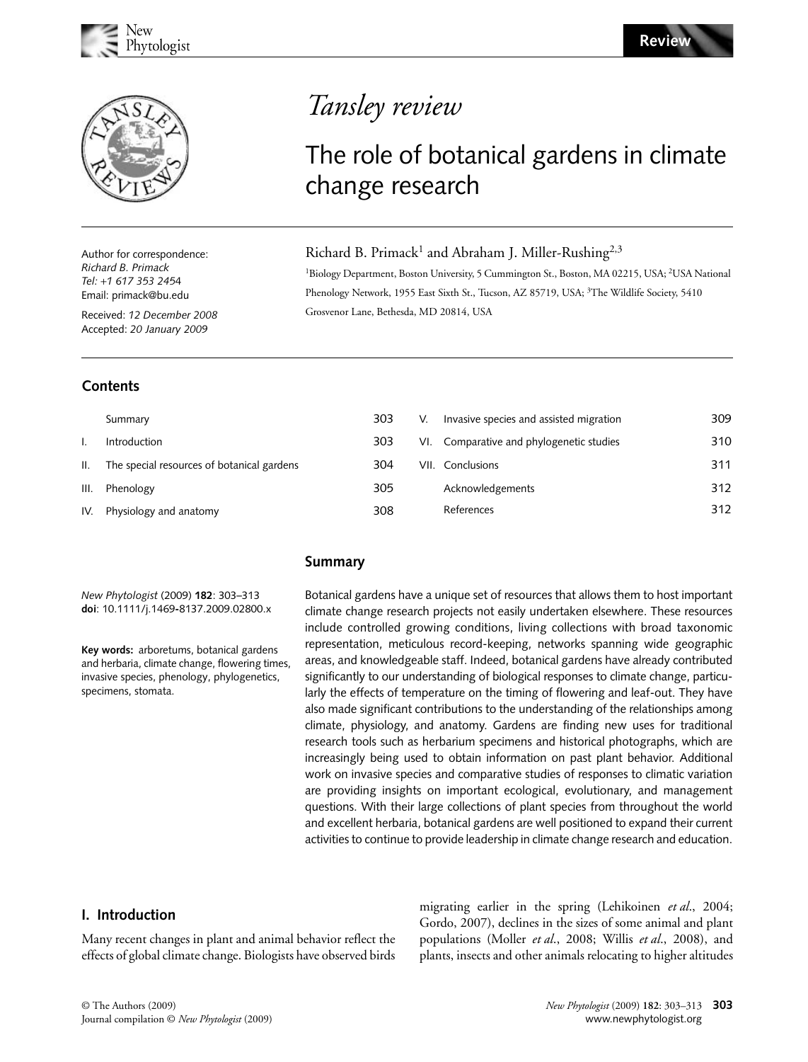Review

# Tansley review

## The role of botanical gardens in climate change research

Richard B. Primack[1] and Abraham J. Miller-Rushing[2,3]

[1]Biology Department, Boston University, 5 Cummington St., Boston, MA 02215, USA; [2]USA National Phenology Network, 1955 East Sixth St., Tucson, AZ 85719, USA; [3]The Wildlife Society, 5410 Grosvenor Lane, Bethesda, MD 20814, USA

Author for correspondence:
*Richard B. Primack*
*Tel: +1 617 353 2454*
Email: primack@bu.edu

Received: *12 December 2008*
Accepted: *20 January 2009*

*New Phytologist* (2009) **182**: 303–313
**doi**: 10.1111/j.1469-8137.2009.02800.x

**Key words:** arboretums, botanical gardens and herbaria, climate change, flowering times, invasive species, phenology, phylogenetics, specimens, stomata.

### Contents

| | | |
|---|---|---|
| | Summary | 303 |
| I. | Introduction | 303 |
| II. | The special resources of botanical gardens | 304 |
| III. | Phenology | 305 |
| IV. | Physiology and anatomy | 308 |
| V. | Invasive species and assisted migration | 309 |
| VI. | Comparative and phylogenetic studies | 310 |
| VII. | Conclusions | 311 |
| | Acknowledgements | 312 |
| | References | 312 |

### Summary

Botanical gardens have a unique set of resources that allows them to host important climate change research projects not easily undertaken elsewhere. These resources include controlled growing conditions, living collections with broad taxonomic representation, meticulous record-keeping, networks spanning wide geographic areas, and knowledgeable staff. Indeed, botanical gardens have already contributed significantly to our understanding of biological responses to climate change, particularly the effects of temperature on the timing of flowering and leaf-out. They have also made significant contributions to the understanding of the relationships among climate, physiology, and anatomy. Gardens are finding new uses for traditional research tools such as herbarium specimens and historical photographs, which are increasingly being used to obtain information on past plant behavior. Additional work on invasive species and comparative studies of responses to climatic variation are providing insights on important ecological, evolutionary, and management questions. With their large collections of plant species from throughout the world and excellent herbaria, botanical gardens are well positioned to expand their current activities to continue to provide leadership in climate change research and education.

## I. Introduction

Many recent changes in plant and animal behavior reflect the effects of global climate change. Biologists have observed birds migrating earlier in the spring (Lehikoinen *et al*., 2004; Gordo, 2007), declines in the sizes of some animal and plant populations (Moller *et al*., 2008; Willis *et al*., 2008), and plants, insects and other animals relocating to higher altitudes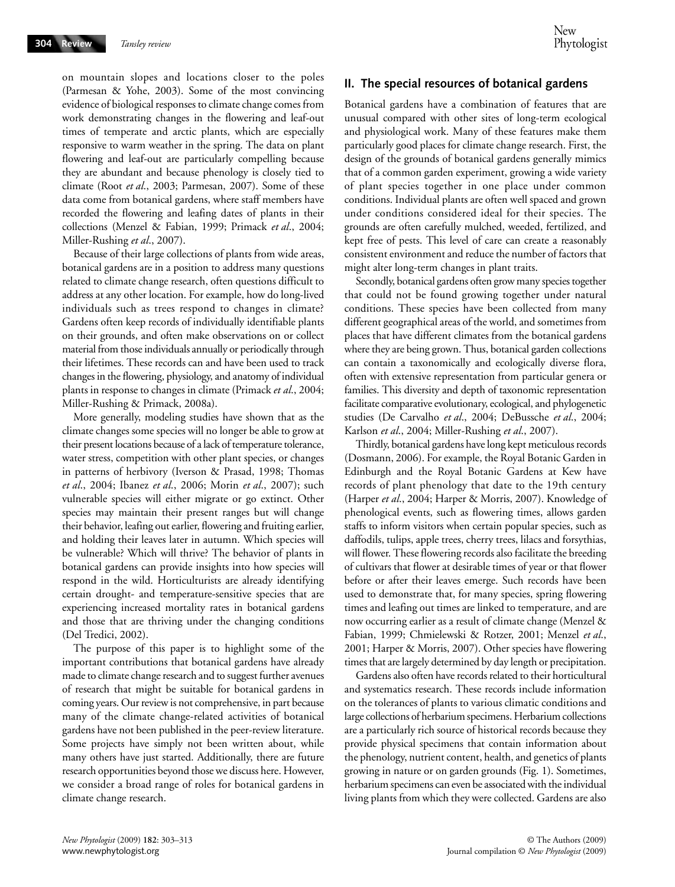on mountain slopes and locations closer to the poles (Parmesan & Yohe, 2003). Some of the most convincing evidence of biological responses to climate change comes from work demonstrating changes in the flowering and leaf-out times of temperate and arctic plants, which are especially responsive to warm weather in the spring. The data on plant flowering and leaf-out are particularly compelling because they are abundant and because phenology is closely tied to climate (Root *et al*., 2003; Parmesan, 2007). Some of these data come from botanical gardens, where staff members have recorded the flowering and leafing dates of plants in their collections (Menzel & Fabian, 1999; Primack *et al*., 2004; Miller-Rushing *et al*., 2007).

Because of their large collections of plants from wide areas, botanical gardens are in a position to address many questions related to climate change research, often questions difficult to address at any other location. For example, how do long-lived individuals such as trees respond to changes in climate? Gardens often keep records of individually identifiable plants on their grounds, and often make observations on or collect material from those individuals annually or periodically through their lifetimes. These records can and have been used to track changes in the flowering, physiology, and anatomy of individual plants in response to changes in climate (Primack *et al*., 2004; Miller-Rushing & Primack, 2008a).

More generally, modeling studies have shown that as the climate changes some species will no longer be able to grow at their present locations because of a lack of temperature tolerance, water stress, competition with other plant species, or changes in patterns of herbivory (Iverson & Prasad, 1998; Thomas *et al*., 2004; Ibanez *et al*., 2006; Morin *et al*., 2007); such vulnerable species will either migrate or go extinct. Other species may maintain their present ranges but will change their behavior, leafing out earlier, flowering and fruiting earlier, and holding their leaves later in autumn. Which species will be vulnerable? Which will thrive? The behavior of plants in botanical gardens can provide insights into how species will respond in the wild. Horticulturists are already identifying certain drought- and temperature-sensitive species that are experiencing increased mortality rates in botanical gardens and those that are thriving under the changing conditions (Del Tredici, 2002).

The purpose of this paper is to highlight some of the important contributions that botanical gardens have already made to climate change research and to suggest further avenues of research that might be suitable for botanical gardens in coming years. Our review is not comprehensive, in part because many of the climate change-related activities of botanical gardens have not been published in the peer-review literature. Some projects have simply not been written about, while many others have just started. Additionally, there are future research opportunities beyond those we discuss here. However, we consider a broad range of roles for botanical gardens in climate change research.

## II. The special resources of botanical gardens

Botanical gardens have a combination of features that are unusual compared with other sites of long-term ecological and physiological work. Many of these features make them particularly good places for climate change research. First, the design of the grounds of botanical gardens generally mimics that of a common garden experiment, growing a wide variety of plant species together in one place under common conditions. Individual plants are often well spaced and grown under conditions considered ideal for their species. The grounds are often carefully mulched, weeded, fertilized, and kept free of pests. This level of care can create a reasonably consistent environment and reduce the number of factors that might alter long-term changes in plant traits.

Secondly, botanical gardens often grow many species together that could not be found growing together under natural conditions. These species have been collected from many different geographical areas of the world, and sometimes from places that have different climates from the botanical gardens where they are being grown. Thus, botanical garden collections can contain a taxonomically and ecologically diverse flora, often with extensive representation from particular genera or families. This diversity and depth of taxonomic representation facilitate comparative evolutionary, ecological, and phylogenetic studies (De Carvalho *et al*., 2004; DeBussche *et al*., 2004; Karlson *et al*., 2004; Miller-Rushing *et al*., 2007).

Thirdly, botanical gardens have long kept meticulous records (Dosmann, 2006). For example, the Royal Botanic Garden in Edinburgh and the Royal Botanic Gardens at Kew have records of plant phenology that date to the 19th century (Harper *et al*., 2004; Harper & Morris, 2007). Knowledge of phenological events, such as flowering times, allows garden staffs to inform visitors when certain popular species, such as daffodils, tulips, apple trees, cherry trees, lilacs and forsythias, will flower. These flowering records also facilitate the breeding of cultivars that flower at desirable times of year or that flower before or after their leaves emerge. Such records have been used to demonstrate that, for many species, spring flowering times and leafing out times are linked to temperature, and are now occurring earlier as a result of climate change (Menzel & Fabian, 1999; Chmielewski & Rotzer, 2001; Menzel *et al*., 2001; Harper & Morris, 2007). Other species have flowering times that are largely determined by day length or precipitation.

Gardens also often have records related to their horticultural and systematics research. These records include information on the tolerances of plants to various climatic conditions and large collections of herbarium specimens. Herbarium collections are a particularly rich source of historical records because they provide physical specimens that contain information about the phenology, nutrient content, health, and genetics of plants growing in nature or on garden grounds (Fig. 1). Sometimes, herbarium specimens can even be associated with the individual living plants from which they were collected. Gardens are also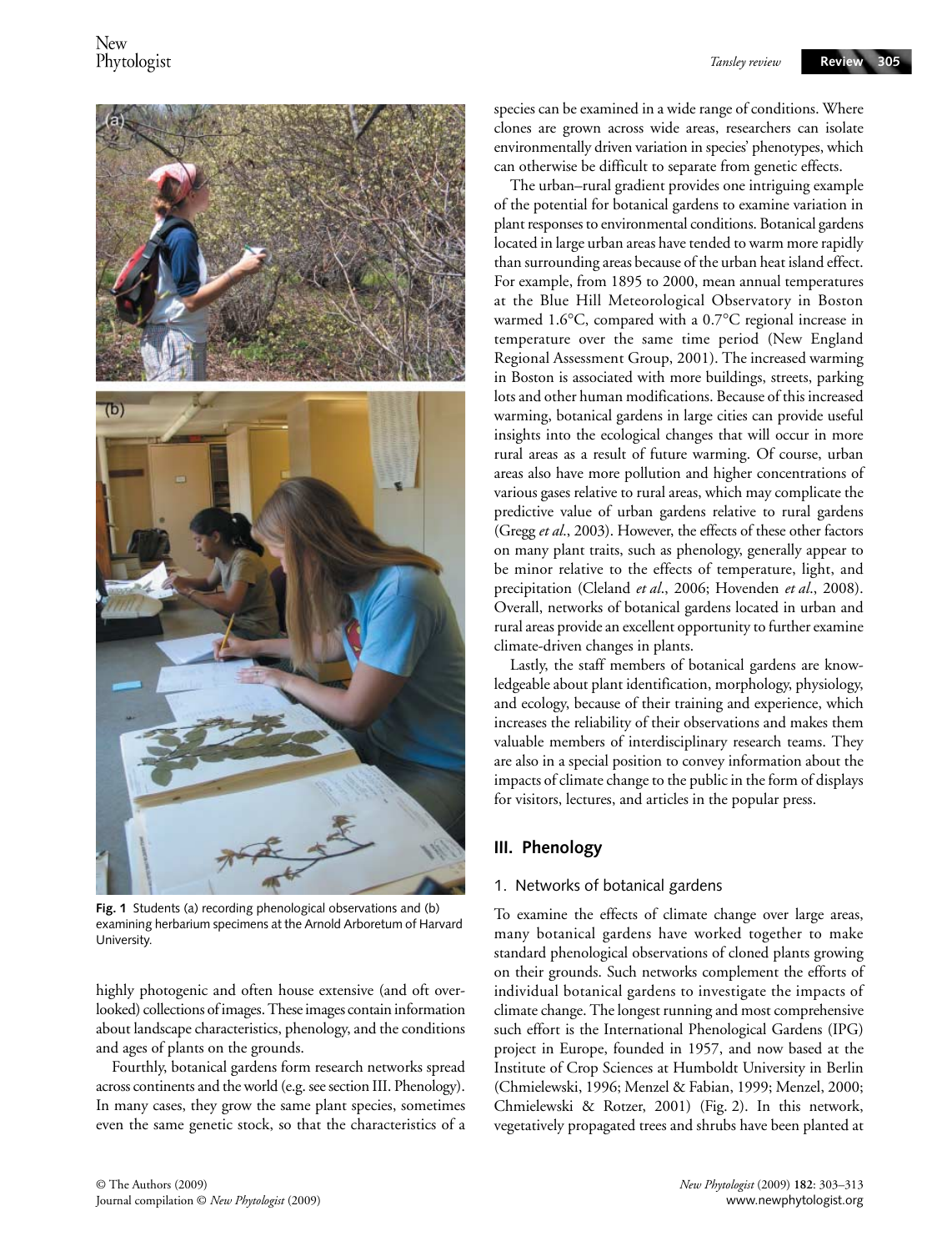Fig. 1 Students (a) recording phenological observations and (b) examining herbarium specimens at the Arnold Arboretum of Harvard University.

highly photogenic and often house extensive (and oft overlooked) collections of images. These images contain information about landscape characteristics, phenology, and the conditions and ages of plants on the grounds.

Fourthly, botanical gardens form research networks spread across continents and the world (e.g. see section III. Phenology). In many cases, they grow the same plant species, sometimes even the same genetic stock, so that the characteristics of a species can be examined in a wide range of conditions. Where clones are grown across wide areas, researchers can isolate environmentally driven variation in species' phenotypes, which can otherwise be difficult to separate from genetic effects.

The urban–rural gradient provides one intriguing example of the potential for botanical gardens to examine variation in plant responses to environmental conditions. Botanical gardens located in large urban areas have tended to warm more rapidly than surrounding areas because of the urban heat island effect. For example, from 1895 to 2000, mean annual temperatures at the Blue Hill Meteorological Observatory in Boston warmed 1.6°C, compared with a 0.7°C regional increase in temperature over the same time period (New England Regional Assessment Group, 2001). The increased warming in Boston is associated with more buildings, streets, parking lots and other human modifications. Because of this increased warming, botanical gardens in large cities can provide useful insights into the ecological changes that will occur in more rural areas as a result of future warming. Of course, urban areas also have more pollution and higher concentrations of various gases relative to rural areas, which may complicate the predictive value of urban gardens relative to rural gardens (Gregg *et al*., 2003). However, the effects of these other factors on many plant traits, such as phenology, generally appear to be minor relative to the effects of temperature, light, and precipitation (Cleland *et al*., 2006; Hovenden *et al*., 2008). Overall, networks of botanical gardens located in urban and rural areas provide an excellent opportunity to further examine climate-driven changes in plants.

Lastly, the staff members of botanical gardens are knowledgeable about plant identification, morphology, physiology, and ecology, because of their training and experience, which increases the reliability of their observations and makes them valuable members of interdisciplinary research teams. They are also in a special position to convey information about the impacts of climate change to the public in the form of displays for visitors, lectures, and articles in the popular press.

## III. Phenology

### 1. Networks of botanical gardens

To examine the effects of climate change over large areas, many botanical gardens have worked together to make standard phenological observations of cloned plants growing on their grounds. Such networks complement the efforts of individual botanical gardens to investigate the impacts of climate change. The longest running and most comprehensive such effort is the International Phenological Gardens (IPG) project in Europe, founded in 1957, and now based at the Institute of Crop Sciences at Humboldt University in Berlin (Chmielewski, 1996; Menzel & Fabian, 1999; Menzel, 2000; Chmielewski & Rotzer, 2001) (Fig. 2). In this network, vegetatively propagated trees and shrubs have been planted at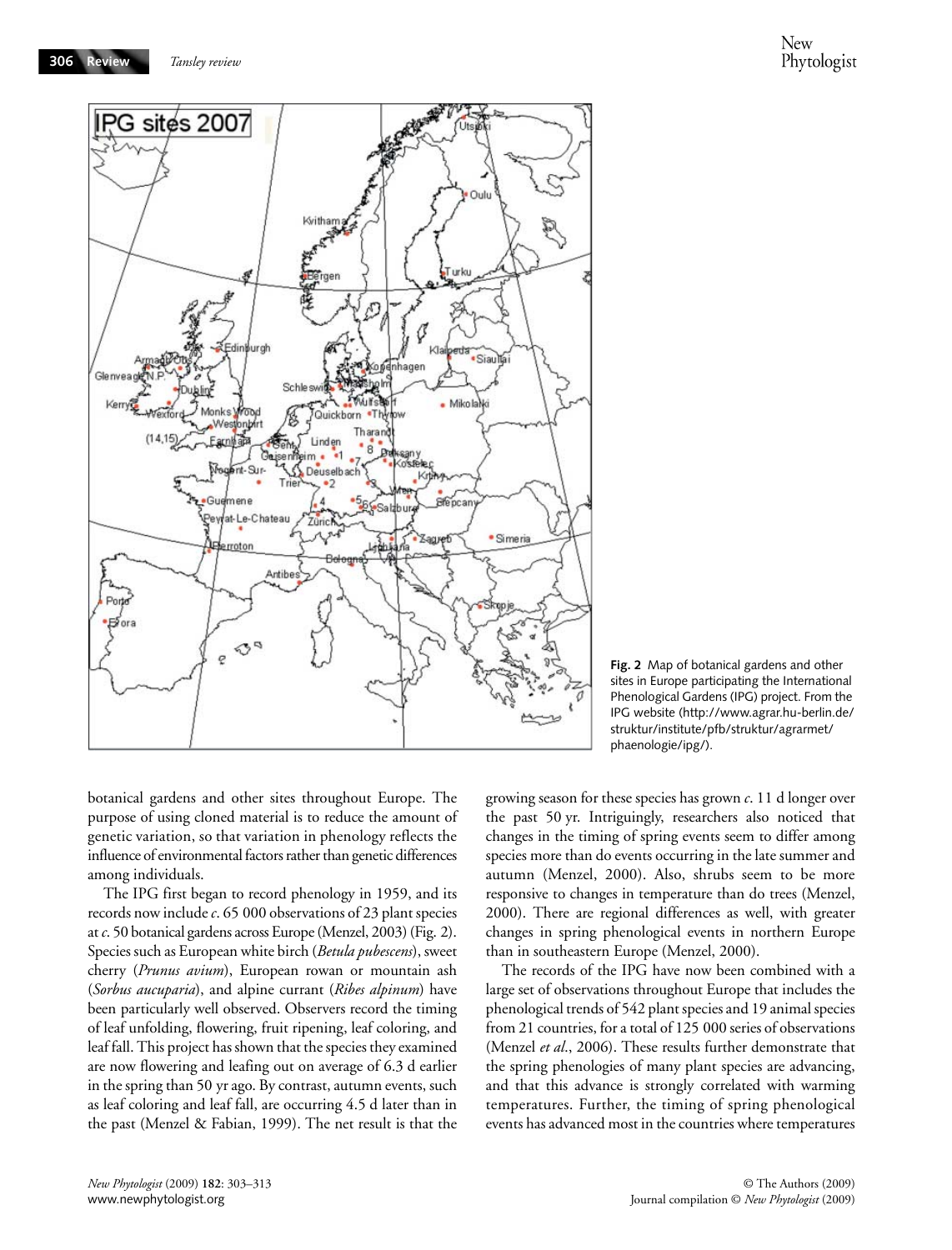**Fig. 2** Map of botanical gardens and other sites in Europe participating the International Phenological Gardens (IPG) project. From the IPG website (http://www.agrar.hu-berlin.de/struktur/institute/pfb/struktur/agrarmet/phaenologie/ipg/).

botanical gardens and other sites throughout Europe. The purpose of using cloned material is to reduce the amount of genetic variation, so that variation in phenology reflects the influence of environmental factors rather than genetic differences among individuals.

The IPG first began to record phenology in 1959, and its records now include *c*. 65 000 observations of 23 plant species at *c*. 50 botanical gardens across Europe (Menzel, 2003) (Fig. 2). Species such as European white birch (*Betula pubescens*), sweet cherry (*Prunus avium*), European rowan or mountain ash (*Sorbus aucuparia*), and alpine currant (*Ribes alpinum*) have been particularly well observed. Observers record the timing of leaf unfolding, flowering, fruit ripening, leaf coloring, and leaf fall. This project has shown that the species they examined are now flowering and leafing out on average of 6.3 d earlier in the spring than 50 yr ago. By contrast, autumn events, such as leaf coloring and leaf fall, are occurring 4.5 d later than in the past (Menzel & Fabian, 1999). The net result is that the growing season for these species has grown *c*. 11 d longer over the past 50 yr. Intriguingly, researchers also noticed that changes in the timing of spring events seem to differ among species more than do events occurring in the late summer and autumn (Menzel, 2000). Also, shrubs seem to be more responsive to changes in temperature than do trees (Menzel, 2000). There are regional differences as well, with greater changes in spring phenological events in northern Europe than in southeastern Europe (Menzel, 2000).

The records of the IPG have now been combined with a large set of observations throughout Europe that includes the phenological trends of 542 plant species and 19 animal species from 21 countries, for a total of 125 000 series of observations (Menzel *et al*., 2006). These results further demonstrate that the spring phenologies of many plant species are advancing, and that this advance is strongly correlated with warming temperatures. Further, the timing of spring phenological events has advanced most in the countries where temperatures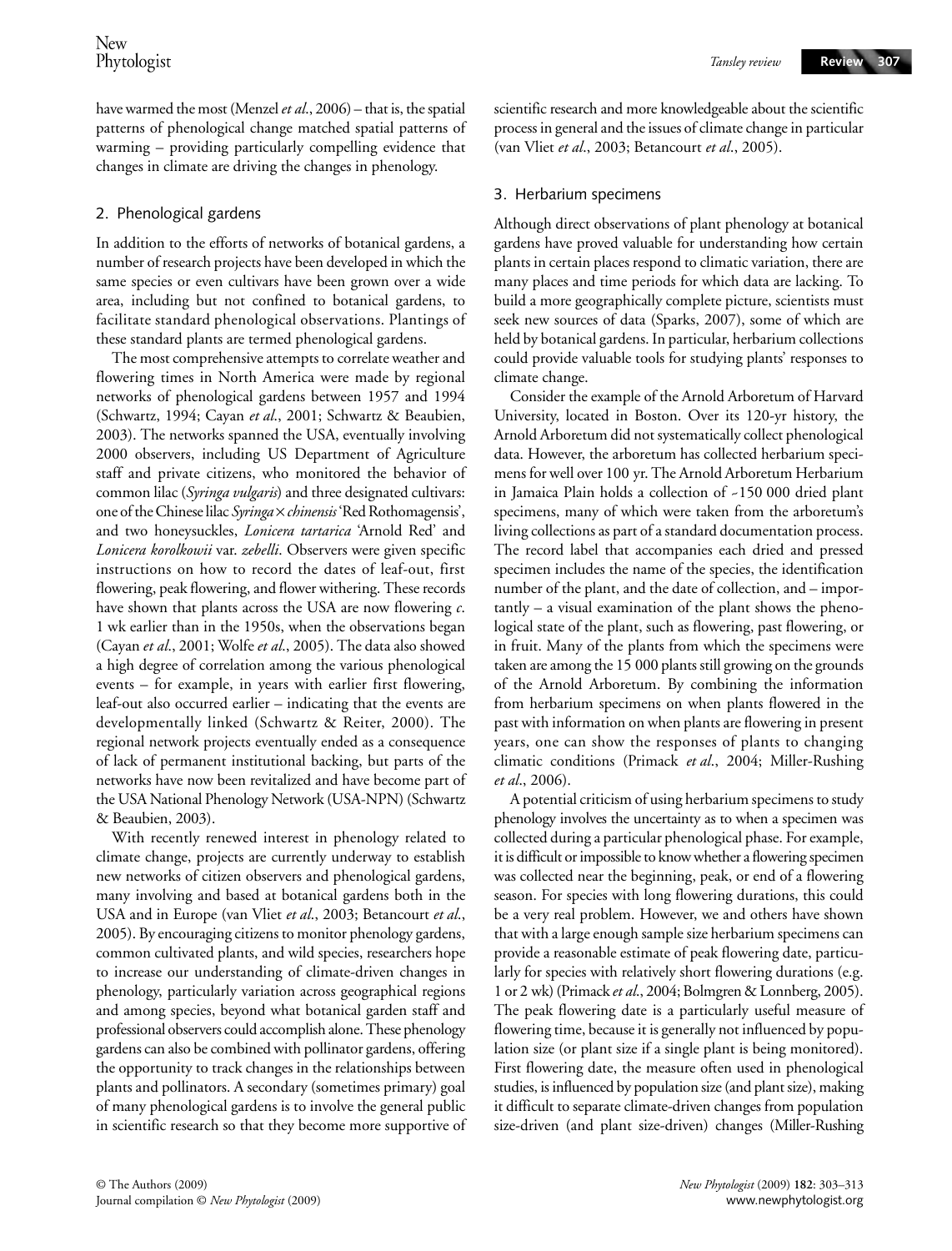have warmed the most (Menzel *et al*., 2006) – that is, the spatial patterns of phenological change matched spatial patterns of warming – providing particularly compelling evidence that changes in climate are driving the changes in phenology.

## 2. Phenological gardens

In addition to the efforts of networks of botanical gardens, a number of research projects have been developed in which the same species or even cultivars have been grown over a wide area, including but not confined to botanical gardens, to facilitate standard phenological observations. Plantings of these standard plants are termed phenological gardens.

The most comprehensive attempts to correlate weather and flowering times in North America were made by regional networks of phenological gardens between 1957 and 1994 (Schwartz, 1994; Cayan *et al*., 2001; Schwartz & Beaubien, 2003). The networks spanned the USA, eventually involving 2000 observers, including US Department of Agriculture staff and private citizens, who monitored the behavior of common lilac (*Syringa vulgaris*) and three designated cultivars: one of the Chinese lilac *Syringa* × *chinensis* 'Red Rothomagensis', and two honeysuckles, *Lonicera tartarica* 'Arnold Red' and *Lonicera korolkowii* var. *zebelli*. Observers were given specific instructions on how to record the dates of leaf-out, first flowering, peak flowering, and flower withering. These records have shown that plants across the USA are now flowering *c*. 1 wk earlier than in the 1950s, when the observations began (Cayan *et al*., 2001; Wolfe *et al*., 2005). The data also showed a high degree of correlation among the various phenological events – for example, in years with earlier first flowering, leaf-out also occurred earlier – indicating that the events are developmentally linked (Schwartz & Reiter, 2000). The regional network projects eventually ended as a consequence of lack of permanent institutional backing, but parts of the networks have now been revitalized and have become part of the USA National Phenology Network (USA-NPN) (Schwartz & Beaubien, 2003).

With recently renewed interest in phenology related to climate change, projects are currently underway to establish new networks of citizen observers and phenological gardens, many involving and based at botanical gardens both in the USA and in Europe (van Vliet *et al*., 2003; Betancourt *et al*., 2005). By encouraging citizens to monitor phenology gardens, common cultivated plants, and wild species, researchers hope to increase our understanding of climate-driven changes in phenology, particularly variation across geographical regions and among species, beyond what botanical garden staff and professional observers could accomplish alone. These phenology gardens can also be combined with pollinator gardens, offering the opportunity to track changes in the relationships between plants and pollinators. A secondary (sometimes primary) goal of many phenological gardens is to involve the general public in scientific research so that they become more supportive of scientific research and more knowledgeable about the scientific process in general and the issues of climate change in particular (van Vliet *et al*., 2003; Betancourt *et al*., 2005).

## 3. Herbarium specimens

Although direct observations of plant phenology at botanical gardens have proved valuable for understanding how certain plants in certain places respond to climatic variation, there are many places and time periods for which data are lacking. To build a more geographically complete picture, scientists must seek new sources of data (Sparks, 2007), some of which are held by botanical gardens. In particular, herbarium collections could provide valuable tools for studying plants' responses to climate change.

Consider the example of the Arnold Arboretum of Harvard University, located in Boston. Over its 120-yr history, the Arnold Arboretum did not systematically collect phenological data. However, the arboretum has collected herbarium specimens for well over 100 yr. The Arnold Arboretum Herbarium in Jamaica Plain holds a collection of ~150 000 dried plant specimens, many of which were taken from the arboretum's living collections as part of a standard documentation process. The record label that accompanies each dried and pressed specimen includes the name of the species, the identification number of the plant, and the date of collection, and – importantly – a visual examination of the plant shows the phenological state of the plant, such as flowering, past flowering, or in fruit. Many of the plants from which the specimens were taken are among the 15 000 plants still growing on the grounds of the Arnold Arboretum. By combining the information from herbarium specimens on when plants flowered in the past with information on when plants are flowering in present years, one can show the responses of plants to changing climatic conditions (Primack *et al*., 2004; Miller-Rushing *et al*., 2006).

A potential criticism of using herbarium specimens to study phenology involves the uncertainty as to when a specimen was collected during a particular phenological phase. For example, it is difficult or impossible to know whether a flowering specimen was collected near the beginning, peak, or end of a flowering season. For species with long flowering durations, this could be a very real problem. However, we and others have shown that with a large enough sample size herbarium specimens can provide a reasonable estimate of peak flowering date, particularly for species with relatively short flowering durations (e.g. 1 or 2 wk) (Primack *et al*., 2004; Bolmgren & Lonnberg, 2005). The peak flowering date is a particularly useful measure of flowering time, because it is generally not influenced by population size (or plant size if a single plant is being monitored). First flowering date, the measure often used in phenological studies, is influenced by population size (and plant size), making it difficult to separate climate-driven changes from population size-driven (and plant size-driven) changes (Miller-Rushing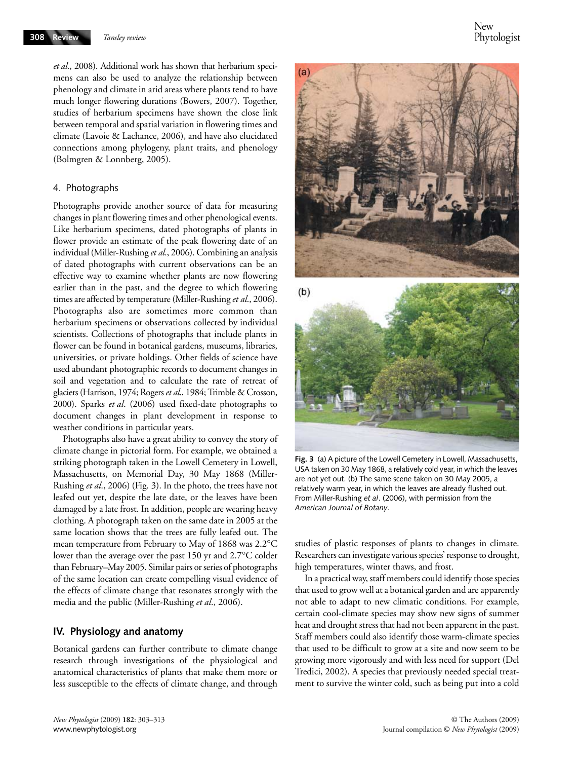*et al*., 2008). Additional work has shown that herbarium specimens can also be used to analyze the relationship between phenology and climate in arid areas where plants tend to have much longer flowering durations (Bowers, 2007). Together, studies of herbarium specimens have shown the close link between temporal and spatial variation in flowering times and climate (Lavoie & Lachance, 2006), and have also elucidated connections among phylogeny, plant traits, and phenology (Bolmgren & Lonnberg, 2005).

### 4. Photographs

Photographs provide another source of data for measuring changes in plant flowering times and other phenological events. Like herbarium specimens, dated photographs of plants in flower provide an estimate of the peak flowering date of an individual (Miller-Rushing *et al*., 2006). Combining an analysis of dated photographs with current observations can be an effective way to examine whether plants are now flowering earlier than in the past, and the degree to which flowering times are affected by temperature (Miller-Rushing *et al*., 2006). Photographs also are sometimes more common than herbarium specimens or observations collected by individual scientists. Collections of photographs that include plants in flower can be found in botanical gardens, museums, libraries, universities, or private holdings. Other fields of science have used abundant photographic records to document changes in soil and vegetation and to calculate the rate of retreat of glaciers (Harrison, 1974; Rogers *et al*., 1984; Trimble & Crosson, 2000). Sparks *et al*. (2006) used fixed-date photographs to document changes in plant development in response to weather conditions in particular years.

Photographs also have a great ability to convey the story of climate change in pictorial form. For example, we obtained a striking photograph taken in the Lowell Cemetery in Lowell, Massachusetts, on Memorial Day, 30 May 1868 (Miller-Rushing *et al*., 2006) (Fig. 3). In the photo, the trees have not leafed out yet, despite the late date, or the leaves have been damaged by a late frost. In addition, people are wearing heavy clothing. A photograph taken on the same date in 2005 at the same location shows that the trees are fully leafed out. The mean temperature from February to May of 1868 was 2.2°C lower than the average over the past 150 yr and 2.7°C colder than February–May 2005. Similar pairs or series of photographs of the same location can create compelling visual evidence of the effects of climate change that resonates strongly with the media and the public (Miller-Rushing *et al*., 2006).

**Fig. 3** (a) A picture of the Lowell Cemetery in Lowell, Massachusetts, USA taken on 30 May 1868, a relatively cold year, in which the leaves are not yet out. (b) The same scene taken on 30 May 2005, a relatively warm year, in which the leaves are already flushed out. From Miller-Rushing *et al*. (2006), with permission from the *American Journal of Botany*.

## IV. Physiology and anatomy

Botanical gardens can further contribute to climate change research through investigations of the physiological and anatomical characteristics of plants that make them more or less susceptible to the effects of climate change, and through studies of plastic responses of plants to changes in climate. Researchers can investigate various species' response to drought, high temperatures, winter thaws, and frost.

In a practical way, staff members could identify those species that used to grow well at a botanical garden and are apparently not able to adapt to new climatic conditions. For example, certain cool-climate species may show new signs of summer heat and drought stress that had not been apparent in the past. Staff members could also identify those warm-climate species that used to be difficult to grow at a site and now seem to be growing more vigorously and with less need for support (Del Tredici, 2002). A species that previously needed special treatment to survive the winter cold, such as being put into a cold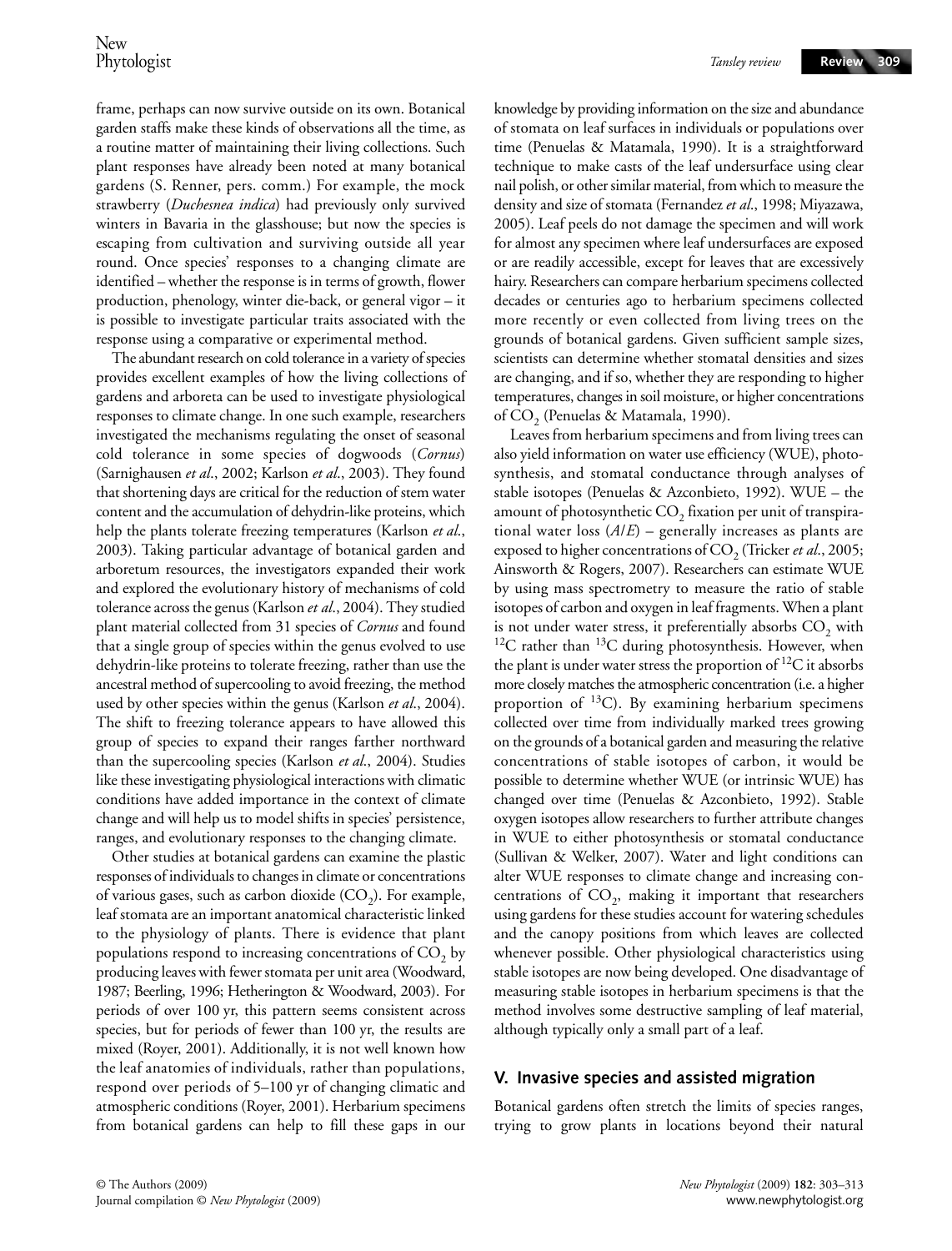frame, perhaps can now survive outside on its own. Botanical garden staffs make these kinds of observations all the time, as a routine matter of maintaining their living collections. Such plant responses have already been noted at many botanical gardens (S. Renner, pers. comm.) For example, the mock strawberry (*Duchesnea indica*) had previously only survived winters in Bavaria in the glasshouse; but now the species is escaping from cultivation and surviving outside all year round. Once species' responses to a changing climate are identified – whether the response is in terms of growth, flower production, phenology, winter die-back, or general vigor – it is possible to investigate particular traits associated with the response using a comparative or experimental method.

The abundant research on cold tolerance in a variety of species provides excellent examples of how the living collections of gardens and arboreta can be used to investigate physiological responses to climate change. In one such example, researchers investigated the mechanisms regulating the onset of seasonal cold tolerance in some species of dogwoods (*Cornus*) (Sarnighausen *et al*., 2002; Karlson *et al*., 2003). They found that shortening days are critical for the reduction of stem water content and the accumulation of dehydrin-like proteins, which help the plants tolerate freezing temperatures (Karlson *et al*., 2003). Taking particular advantage of botanical garden and arboretum resources, the investigators expanded their work and explored the evolutionary history of mechanisms of cold tolerance across the genus (Karlson *et al*., 2004). They studied plant material collected from 31 species of *Cornus* and found that a single group of species within the genus evolved to use dehydrin-like proteins to tolerate freezing, rather than use the ancestral method of supercooling to avoid freezing, the method used by other species within the genus (Karlson *et al*., 2004). The shift to freezing tolerance appears to have allowed this group of species to expand their ranges farther northward than the supercooling species (Karlson *et al*., 2004). Studies like these investigating physiological interactions with climatic conditions have added importance in the context of climate change and will help us to model shifts in species' persistence, ranges, and evolutionary responses to the changing climate.

Other studies at botanical gardens can examine the plastic responses of individuals to changes in climate or concentrations of various gases, such as carbon dioxide ($CO_2$). For example, leaf stomata are an important anatomical characteristic linked to the physiology of plants. There is evidence that plant populations respond to increasing concentrations of $CO_2$ by producing leaves with fewer stomata per unit area (Woodward, 1987; Beerling, 1996; Hetherington & Woodward, 2003). For periods of over 100 yr, this pattern seems consistent across species, but for periods of fewer than 100 yr, the results are mixed (Royer, 2001). Additionally, it is not well known how the leaf anatomies of individuals, rather than populations, respond over periods of 5–100 yr of changing climatic and atmospheric conditions (Royer, 2001). Herbarium specimens from botanical gardens can help to fill these gaps in our knowledge by providing information on the size and abundance of stomata on leaf surfaces in individuals or populations over time (Penuelas & Matamala, 1990). It is a straightforward technique to make casts of the leaf undersurface using clear nail polish, or other similar material, from which to measure the density and size of stomata (Fernandez *et al*., 1998; Miyazawa, 2005). Leaf peels do not damage the specimen and will work for almost any specimen where leaf undersurfaces are exposed or are readily accessible, except for leaves that are excessively hairy. Researchers can compare herbarium specimens collected decades or centuries ago to herbarium specimens collected more recently or even collected from living trees on the grounds of botanical gardens. Given sufficient sample sizes, scientists can determine whether stomatal densities and sizes are changing, and if so, whether they are responding to higher temperatures, changes in soil moisture, or higher concentrations of $CO_2$ (Penuelas & Matamala, 1990).

Leaves from herbarium specimens and from living trees can also yield information on water use efficiency (WUE), photosynthesis, and stomatal conductance through analyses of stable isotopes (Penuelas & Azconbieto, 1992). WUE – the amount of photosynthetic $CO_2$ fixation per unit of transpirational water loss ($A/E$) – generally increases as plants are exposed to higher concentrations of $CO_2$ (Tricker *et al*., 2005; Ainsworth & Rogers, 2007). Researchers can estimate WUE by using mass spectrometry to measure the ratio of stable isotopes of carbon and oxygen in leaf fragments. When a plant is not under water stress, it preferentially absorbs $CO_2$ with $^{12}C$ rather than $^{13}C$ during photosynthesis. However, when the plant is under water stress the proportion of $^{12}C$ it absorbs more closely matches the atmospheric concentration (i.e. a higher proportion of $^{13}C$). By examining herbarium specimens collected over time from individually marked trees growing on the grounds of a botanical garden and measuring the relative concentrations of stable isotopes of carbon, it would be possible to determine whether WUE (or intrinsic WUE) has changed over time (Penuelas & Azconbieto, 1992). Stable oxygen isotopes allow researchers to further attribute changes in WUE to either photosynthesis or stomatal conductance (Sullivan & Welker, 2007). Water and light conditions can alter WUE responses to climate change and increasing concentrations of $CO_2$, making it important that researchers using gardens for these studies account for watering schedules and the canopy positions from which leaves are collected whenever possible. Other physiological characteristics using stable isotopes are now being developed. One disadvantage of measuring stable isotopes in herbarium specimens is that the method involves some destructive sampling of leaf material, although typically only a small part of a leaf.

## V. Invasive species and assisted migration

Botanical gardens often stretch the limits of species ranges, trying to grow plants in locations beyond their natural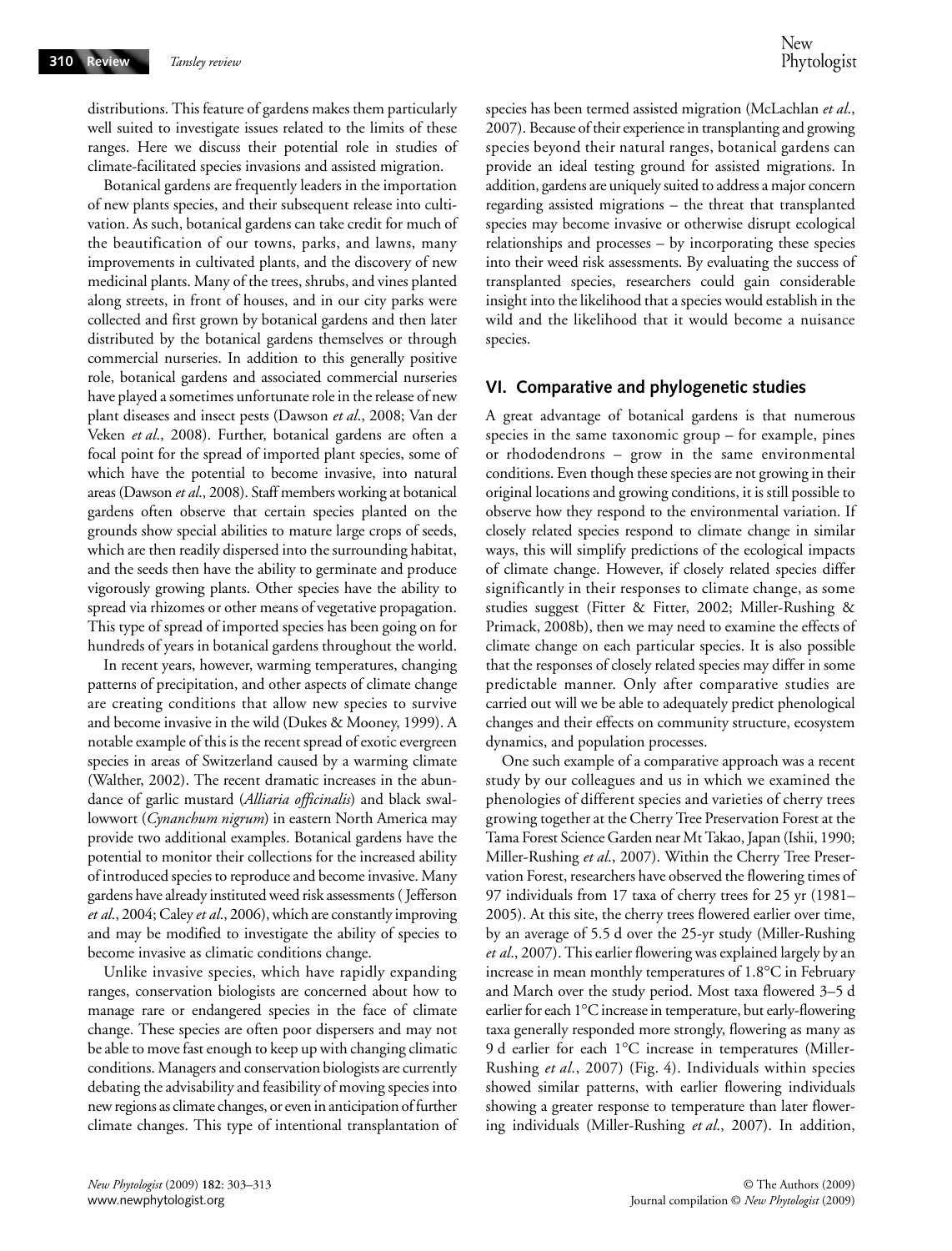distributions. This feature of gardens makes them particularly well suited to investigate issues related to the limits of these ranges. Here we discuss their potential role in studies of climate-facilitated species invasions and assisted migration.

Botanical gardens are frequently leaders in the importation of new plants species, and their subsequent release into cultivation. As such, botanical gardens can take credit for much of the beautification of our towns, parks, and lawns, many improvements in cultivated plants, and the discovery of new medicinal plants. Many of the trees, shrubs, and vines planted along streets, in front of houses, and in our city parks were collected and first grown by botanical gardens and then later distributed by the botanical gardens themselves or through commercial nurseries. In addition to this generally positive role, botanical gardens and associated commercial nurseries have played a sometimes unfortunate role in the release of new plant diseases and insect pests (Dawson *et al.*, 2008; Van der Veken *et al.*, 2008). Further, botanical gardens are often a focal point for the spread of imported plant species, some of which have the potential to become invasive, into natural areas (Dawson *et al.*, 2008). Staff members working at botanical gardens often observe that certain species planted on the grounds show special abilities to mature large crops of seeds, which are then readily dispersed into the surrounding habitat, and the seeds then have the ability to germinate and produce vigorously growing plants. Other species have the ability to spread via rhizomes or other means of vegetative propagation. This type of spread of imported species has been going on for hundreds of years in botanical gardens throughout the world.

In recent years, however, warming temperatures, changing patterns of precipitation, and other aspects of climate change are creating conditions that allow new species to survive and become invasive in the wild (Dukes & Mooney, 1999). A notable example of this is the recent spread of exotic evergreen species in areas of Switzerland caused by a warming climate (Walther, 2002). The recent dramatic increases in the abundance of garlic mustard (*Alliaria officinalis*) and black swallowwort (*Cynanchum nigrum*) in eastern North America may provide two additional examples. Botanical gardens have the potential to monitor their collections for the increased ability of introduced species to reproduce and become invasive. Many gardens have already instituted weed risk assessments (Jefferson *et al.*, 2004; Caley *et al.*, 2006), which are constantly improving and may be modified to investigate the ability of species to become invasive as climatic conditions change.

Unlike invasive species, which have rapidly expanding ranges, conservation biologists are concerned about how to manage rare or endangered species in the face of climate change. These species are often poor dispersers and may not be able to move fast enough to keep up with changing climatic conditions. Managers and conservation biologists are currently debating the advisability and feasibility of moving species into new regions as climate changes, or even in anticipation of further climate changes. This type of intentional transplantation of species has been termed assisted migration (McLachlan *et al.*, 2007). Because of their experience in transplanting and growing species beyond their natural ranges, botanical gardens can provide an ideal testing ground for assisted migrations. In addition, gardens are uniquely suited to address a major concern regarding assisted migrations – the threat that transplanted species may become invasive or otherwise disrupt ecological relationships and processes – by incorporating these species into their weed risk assessments. By evaluating the success of transplanted species, researchers could gain considerable insight into the likelihood that a species would establish in the wild and the likelihood that it would become a nuisance species.

## VI. Comparative and phylogenetic studies

A great advantage of botanical gardens is that numerous species in the same taxonomic group – for example, pines or rhododendrons – grow in the same environmental conditions. Even though these species are not growing in their original locations and growing conditions, it is still possible to observe how they respond to the environmental variation. If closely related species respond to climate change in similar ways, this will simplify predictions of the ecological impacts of climate change. However, if closely related species differ significantly in their responses to climate change, as some studies suggest (Fitter & Fitter, 2002; Miller-Rushing & Primack, 2008b), then we may need to examine the effects of climate change on each particular species. It is also possible that the responses of closely related species may differ in some predictable manner. Only after comparative studies are carried out will we be able to adequately predict phenological changes and their effects on community structure, ecosystem dynamics, and population processes.

One such example of a comparative approach was a recent study by our colleagues and us in which we examined the phenologies of different species and varieties of cherry trees growing together at the Cherry Tree Preservation Forest at the Tama Forest Science Garden near Mt Takao, Japan (Ishii, 1990; Miller-Rushing *et al.*, 2007). Within the Cherry Tree Preservation Forest, researchers have observed the flowering times of 97 individuals from 17 taxa of cherry trees for 25 yr (1981–2005). At this site, the cherry trees flowered earlier over time, by an average of 5.5 d over the 25-yr study (Miller-Rushing *et al.*, 2007). This earlier flowering was explained largely by an increase in mean monthly temperatures of 1.8°C in February and March over the study period. Most taxa flowered 3–5 d earlier for each 1°C increase in temperature, but early-flowering taxa generally responded more strongly, flowering as many as 9 d earlier for each 1°C increase in temperatures (Miller-Rushing *et al.*, 2007) (Fig. 4). Individuals within species showed similar patterns, with earlier flowering individuals showing a greater response to temperature than later flowering individuals (Miller-Rushing *et al.*, 2007). In addition,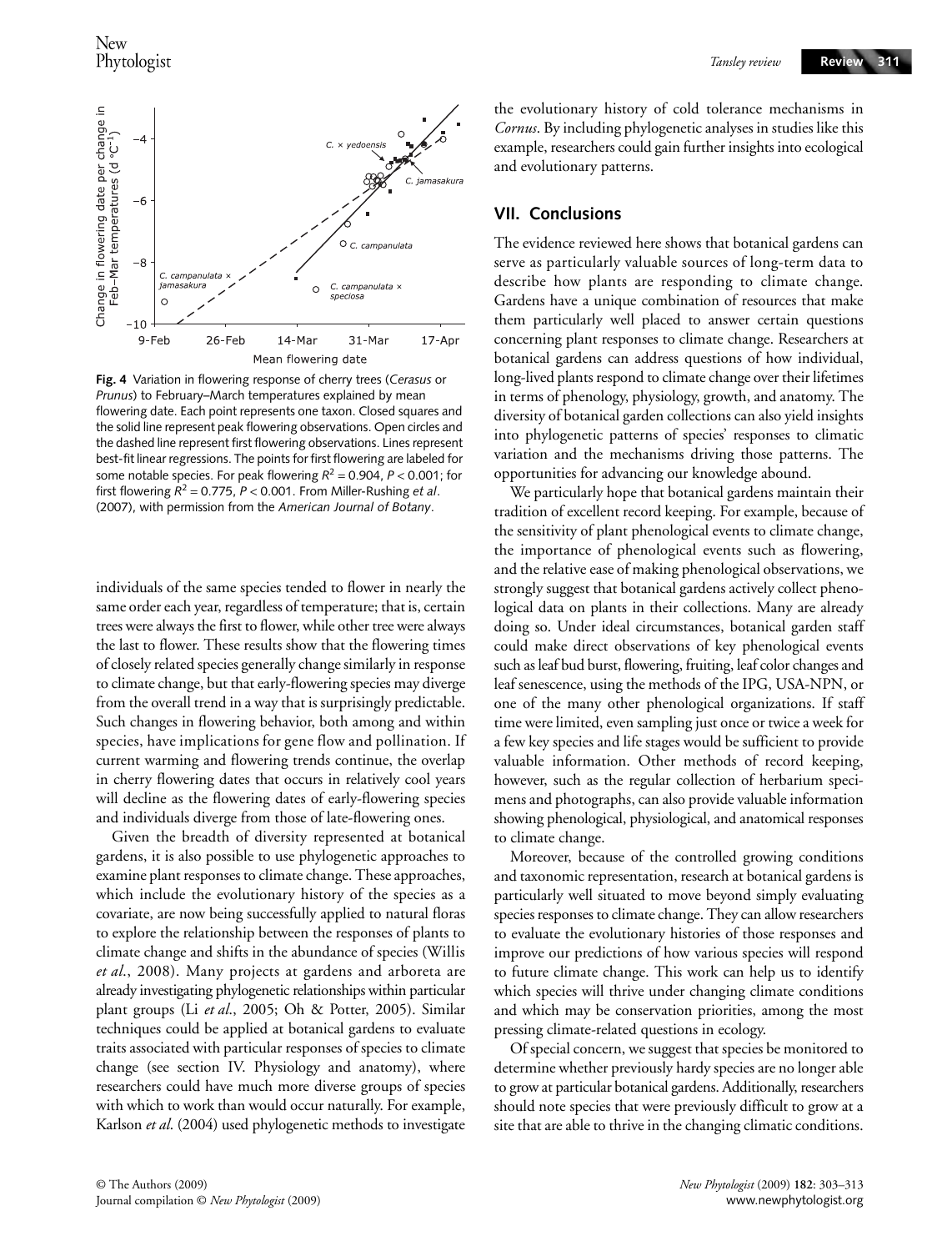**Fig. 4** Variation in flowering response of cherry trees (*Cerasus* or *Prunus*) to February–March temperatures explained by mean flowering date. Each point represents one taxon. Closed squares and the solid line represent peak flowering observations. Open circles and the dashed line represent first flowering observations. Lines represent best-fit linear regressions. The points for first flowering are labeled for some notable species. For peak flowering $R^2 = 0.904$, $P < 0.001$; for first flowering $R^2 = 0.775$, $P < 0.001$. From Miller-Rushing *et al*. (2007), with permission from the *American Journal of Botany*.

individuals of the same species tended to flower in nearly the same order each year, regardless of temperature; that is, certain trees were always the first to flower, while other tree were always the last to flower. These results show that the flowering times of closely related species generally change similarly in response to climate change, but that early-flowering species may diverge from the overall trend in a way that is surprisingly predictable. Such changes in flowering behavior, both among and within species, have implications for gene flow and pollination. If current warming and flowering trends continue, the overlap in cherry flowering dates that occurs in relatively cool years will decline as the flowering dates of early-flowering species and individuals diverge from those of late-flowering ones.

Given the breadth of diversity represented at botanical gardens, it is also possible to use phylogenetic approaches to examine plant responses to climate change. These approaches, which include the evolutionary history of the species as a covariate, are now being successfully applied to natural floras to explore the relationship between the responses of plants to climate change and shifts in the abundance of species (Willis *et al*., 2008). Many projects at gardens and arboreta are already investigating phylogenetic relationships within particular plant groups (Li *et al*., 2005; Oh & Potter, 2005). Similar techniques could be applied at botanical gardens to evaluate traits associated with particular responses of species to climate change (see section IV. Physiology and anatomy), where researchers could have much more diverse groups of species with which to work than would occur naturally. For example, Karlson *et al*. (2004) used phylogenetic methods to investigate the evolutionary history of cold tolerance mechanisms in *Cornus*. By including phylogenetic analyses in studies like this example, researchers could gain further insights into ecological and evolutionary patterns.

## VII. Conclusions

The evidence reviewed here shows that botanical gardens can serve as particularly valuable sources of long-term data to describe how plants are responding to climate change. Gardens have a unique combination of resources that make them particularly well placed to answer certain questions concerning plant responses to climate change. Researchers at botanical gardens can address questions of how individual, long-lived plants respond to climate change over their lifetimes in terms of phenology, physiology, growth, and anatomy. The diversity of botanical garden collections can also yield insights into phylogenetic patterns of species' responses to climatic variation and the mechanisms driving those patterns. The opportunities for advancing our knowledge abound.

We particularly hope that botanical gardens maintain their tradition of excellent record keeping. For example, because of the sensitivity of plant phenological events to climate change, the importance of phenological events such as flowering, and the relative ease of making phenological observations, we strongly suggest that botanical gardens actively collect phenological data on plants in their collections. Many are already doing so. Under ideal circumstances, botanical garden staff could make direct observations of key phenological events such as leaf bud burst, flowering, fruiting, leaf color changes and leaf senescence, using the methods of the IPG, USA-NPN, or one of the many other phenological organizations. If staff time were limited, even sampling just once or twice a week for a few key species and life stages would be sufficient to provide valuable information. Other methods of record keeping, however, such as the regular collection of herbarium specimens and photographs, can also provide valuable information showing phenological, physiological, and anatomical responses to climate change.

Moreover, because of the controlled growing conditions and taxonomic representation, research at botanical gardens is particularly well situated to move beyond simply evaluating species responses to climate change. They can allow researchers to evaluate the evolutionary histories of those responses and improve our predictions of how various species will respond to future climate change. This work can help us to identify which species will thrive under changing climate conditions and which may be conservation priorities, among the most pressing climate-related questions in ecology.

Of special concern, we suggest that species be monitored to determine whether previously hardy species are no longer able to grow at particular botanical gardens. Additionally, researchers should note species that were previously difficult to grow at a site that are able to thrive in the changing climatic conditions.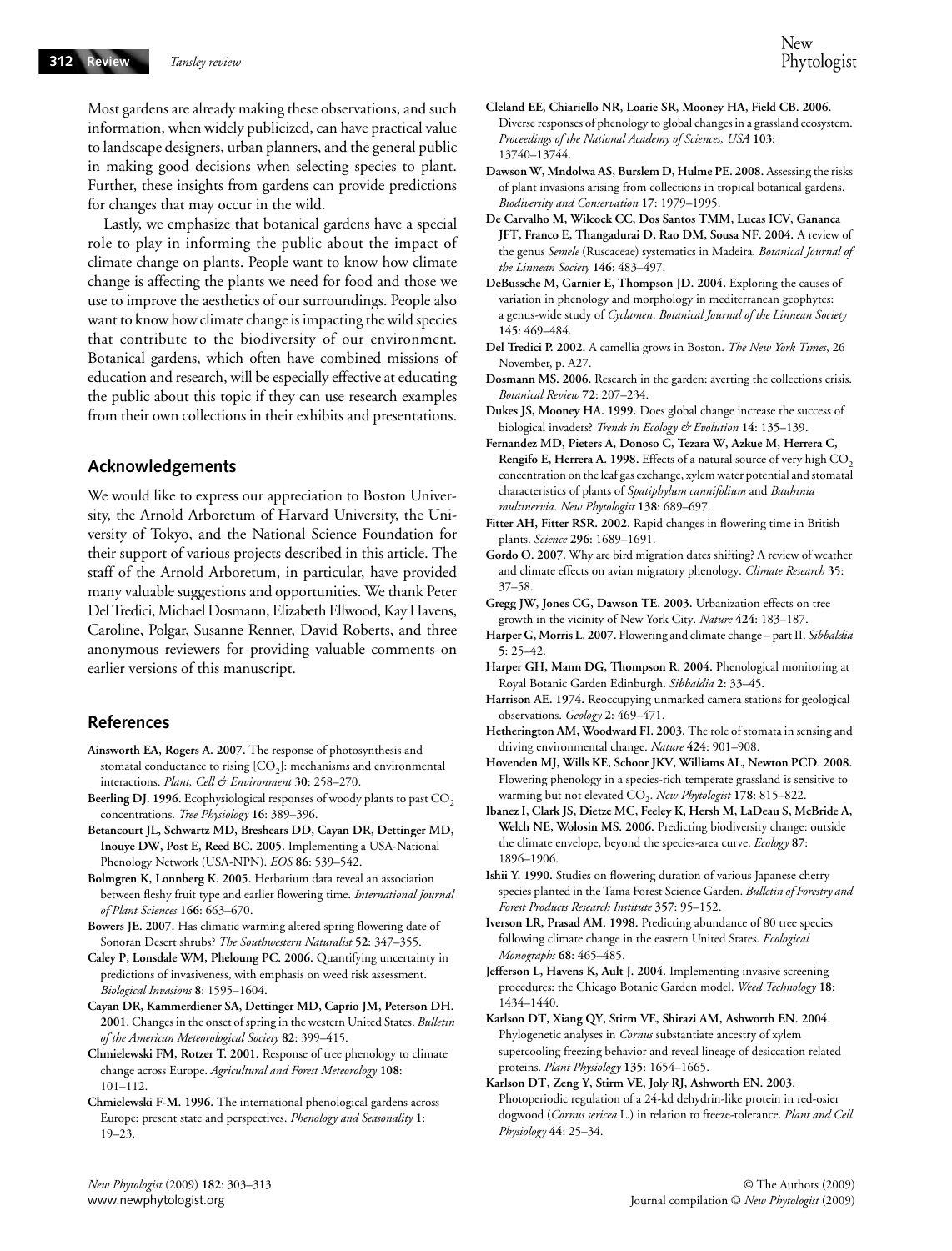Most gardens are already making these observations, and such information, when widely publicized, can have practical value to landscape designers, urban planners, and the general public in making good decisions when selecting species to plant. Further, these insights from gardens can provide predictions for changes that may occur in the wild.

Lastly, we emphasize that botanical gardens have a special role to play in informing the public about the impact of climate change on plants. People want to know how climate change is affecting the plants we need for food and those we use to improve the aesthetics of our surroundings. People also want to know how climate change is impacting the wild species that contribute to the biodiversity of our environment. Botanical gardens, which often have combined missions of education and research, will be especially effective at educating the public about this topic if they can use research examples from their own collections in their exhibits and presentations.

## Acknowledgements

We would like to express our appreciation to Boston University, the Arnold Arboretum of Harvard University, the University of Tokyo, and the National Science Foundation for their support of various projects described in this article. The staff of the Arnold Arboretum, in particular, have provided many valuable suggestions and opportunities. We thank Peter Del Tredici, Michael Dosmann, Elizabeth Ellwood, Kay Havens, Caroline, Polgar, Susanne Renner, David Roberts, and three anonymous reviewers for providing valuable comments on earlier versions of this manuscript.

## References

**Ainsworth EA, Rogers A. 2007.** The response of photosynthesis and stomatal conductance to rising [$CO_2$]: mechanisms and environmental interactions. *Plant, Cell & Environment* **30**: 258–270.

**Beerling DJ. 1996.** Ecophysiological responses of woody plants to past $CO_2$ concentrations. *Tree Physiology* **16**: 389–396.

**Betancourt JL, Schwartz MD, Breshears DD, Cayan DR, Dettinger MD, Inouye DW, Post E, Reed BC. 2005.** Implementing a USA-National Phenology Network (USA-NPN). *EOS* **86**: 539–542.

**Bolmgren K, Lonnberg K. 2005.** Herbarium data reveal an association between fleshy fruit type and earlier flowering time. *International Journal of Plant Sciences* **166**: 663–670.

**Bowers JE. 2007.** Has climatic warming altered spring flowering date of Sonoran Desert shrubs? *The Southwestern Naturalist* **52**: 347–355.

**Caley P, Lonsdale WM, Pheloung PC. 2006.** Quantifying uncertainty in predictions of invasiveness, with emphasis on weed risk assessment. *Biological Invasions* **8**: 1595–1604.

**Cayan DR, Kammerdiener SA, Dettinger MD, Caprio JM, Peterson DH. 2001.** Changes in the onset of spring in the western United States. *Bulletin of the American Meteorological Society* **82**: 399–415.

**Chmielewski FM, Rotzer T. 2001.** Response of tree phenology to climate change across Europe. *Agricultural and Forest Meteorology* **108**: 101–112.

**Chmielewski F-M. 1996.** The international phenological gardens across Europe: present state and perspectives. *Phenology and Seasonality* **1**: 19–23.

**Cleland EE, Chiariello NR, Loarie SR, Mooney HA, Field CB. 2006.** Diverse responses of phenology to global changes in a grassland ecosystem. *Proceedings of the National Academy of Sciences, USA* **103**: 13740–13744.

**Dawson W, Mndolwa AS, Burslem D, Hulme PE. 2008.** Assessing the risks of plant invasions arising from collections in tropical botanical gardens. *Biodiversity and Conservation* **17**: 1979–1995.

**De Carvalho M, Wilcock CC, Dos Santos TMM, Lucas ICV, Gananca JFT, Franco E, Thangadurai D, Rao DM, Sousa NF. 2004.** A review of the genus *Semele* (Ruscaceae) systematics in Madeira. *Botanical Journal of the Linnean Society* **146**: 483–497.

**DeBussche M, Garnier E, Thompson JD. 2004.** Exploring the causes of variation in phenology and morphology in mediterranean geophytes: a genus-wide study of *Cyclamen*. *Botanical Journal of the Linnean Society* **145**: 469–484.

**Del Tredici P. 2002.** A camellia grows in Boston. *The New York Times*, 26 November, p. A27.

**Dosmann MS. 2006.** Research in the garden: averting the collections crisis. *Botanical Review* **72**: 207–234.

**Dukes JS, Mooney HA. 1999.** Does global change increase the success of biological invaders? *Trends in Ecology & Evolution* **14**: 135–139.

**Fernandez MD, Pieters A, Donoso C, Tezara W, Azkue M, Herrera C, Rengifo E, Herrera A. 1998.** Effects of a natural source of very high $CO_2$ concentration on the leaf gas exchange, xylem water potential and stomatal characteristics of plants of *Spatiphylum cannifolium* and *Bauhinia multinervia*. *New Phytologist* **138**: 689–697.

**Fitter AH, Fitter RSR. 2002.** Rapid changes in flowering time in British plants. *Science* **296**: 1689–1691.

**Gordo O. 2007.** Why are bird migration dates shifting? A review of weather and climate effects on avian migratory phenology. *Climate Research* **35**: 37–58.

**Gregg JW, Jones CG, Dawson TE. 2003.** Urbanization effects on tree growth in the vicinity of New York City. *Nature* **424**: 183–187.

**Harper G, Morris L. 2007.** Flowering and climate change – part II. *Sibbaldia* **5**: 25–42.

**Harper GH, Mann DG, Thompson R. 2004.** Phenological monitoring at Royal Botanic Garden Edinburgh. *Sibbaldia* **2**: 33–45.

**Harrison AE. 1974.** Reoccupying unmarked camera stations for geological observations. *Geology* **2**: 469–471.

**Hetherington AM, Woodward FI. 2003.** The role of stomata in sensing and driving environmental change. *Nature* **424**: 901–908.

**Hovenden MJ, Wills KE, Schoor JKV, Williams AL, Newton PCD. 2008.** Flowering phenology in a species-rich temperate grassland is sensitive to warming but not elevated $CO_2$. *New Phytologist* **178**: 815–822.

**Ibanez I, Clark JS, Dietze MC, Feeley K, Hersh M, LaDeau S, McBride A, Welch NE, Wolosin MS. 2006.** Predicting biodiversity change: outside the climate envelope, beyond the species-area curve. *Ecology* **87**: 1896–1906.

**Ishii Y. 1990.** Studies on flowering duration of various Japanese cherry species planted in the Tama Forest Science Garden. *Bulletin of Forestry and Forest Products Research Institute* **357**: 95–152.

**Iverson LR, Prasad AM. 1998.** Predicting abundance of 80 tree species following climate change in the eastern United States. *Ecological Monographs* **68**: 465–485.

**Jefferson L, Havens K, Ault J. 2004.** Implementing invasive screening procedures: the Chicago Botanic Garden model. *Weed Technology* **18**: 1434–1440.

**Karlson DT, Xiang QY, Stirm VE, Shirazi AM, Ashworth EN. 2004.** Phylogenetic analyses in *Cornus* substantiate ancestry of xylem supercooling freezing behavior and reveal lineage of desiccation related proteins. *Plant Physiology* **135**: 1654–1665.

**Karlson DT, Zeng Y, Stirm VE, Joly RJ, Ashworth EN. 2003.** Photoperiodic regulation of a 24-kd dehydrin-like protein in red-osier dogwood (*Cornus sericea* L.) in relation to freeze-tolerance. *Plant and Cell Physiology* **44**: 25–34.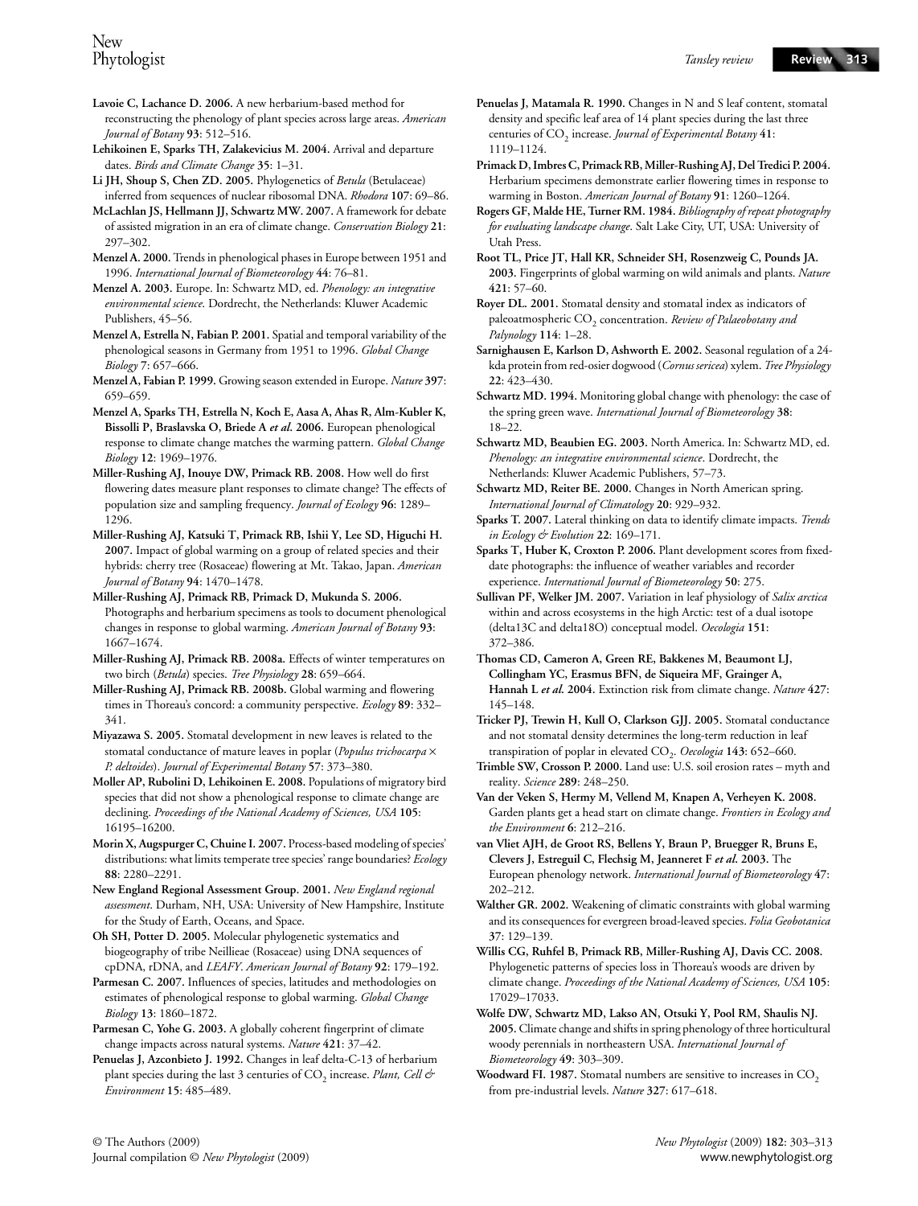**Lavoie C, Lachance D. 2006.** A new herbarium-based method for reconstructing the phenology of plant species across large areas. *American Journal of Botany* **93**: 512–516.

**Lehikoinen E, Sparks TH, Zalakevicius M. 2004.** Arrival and departure dates. *Birds and Climate Change* **35**: 1–31.

**Li JH, Shoup S, Chen ZD. 2005.** Phylogenetics of *Betula* (Betulaceae) inferred from sequences of nuclear ribosomal DNA. *Rhodora* **107**: 69–86.

**McLachlan JS, Hellmann JJ, Schwartz MW. 2007.** A framework for debate of assisted migration in an era of climate change. *Conservation Biology* **21**: 297–302.

**Menzel A. 2000.** Trends in phenological phases in Europe between 1951 and 1996. *International Journal of Biometeorology* **44**: 76–81.

**Menzel A. 2003.** Europe. In: Schwartz MD, ed. *Phenology: an integrative environmental science*. Dordrecht, the Netherlands: Kluwer Academic Publishers, 45–56.

**Menzel A, Estrella N, Fabian P. 2001.** Spatial and temporal variability of the phenological seasons in Germany from 1951 to 1996. *Global Change Biology* 7: 657–666.

**Menzel A, Fabian P. 1999.** Growing season extended in Europe. *Nature* **397**: 659–659.

**Menzel A, Sparks TH, Estrella N, Koch E, Aasa A, Ahas R, Alm-Kubler K, Bissolli P, Braslavska O, Briede A *et al.* 2006.** European phenological response to climate change matches the warming pattern. *Global Change Biology* **12**: 1969–1976.

**Miller-Rushing AJ, Inouye DW, Primack RB. 2008.** How well do first flowering dates measure plant responses to climate change? The effects of population size and sampling frequency. *Journal of Ecology* **96**: 1289–1296.

**Miller-Rushing AJ, Katsuki T, Primack RB, Ishii Y, Lee SD, Higuchi H. 2007.** Impact of global warming on a group of related species and their hybrids: cherry tree (Rosaceae) flowering at Mt. Takao, Japan. *American Journal of Botany* **94**: 1470–1478.

**Miller-Rushing AJ, Primack RB, Primack D, Mukunda S. 2006.** Photographs and herbarium specimens as tools to document phenological changes in response to global warming. *American Journal of Botany* **93**: 1667–1674.

**Miller-Rushing AJ, Primack RB. 2008a.** Effects of winter temperatures on two birch (*Betula*) species. *Tree Physiology* **28**: 659–664.

**Miller-Rushing AJ, Primack RB. 2008b.** Global warming and flowering times in Thoreau's concord: a community perspective. *Ecology* **89**: 332–341.

**Miyazawa S. 2005.** Stomatal development in new leaves is related to the stomatal conductance of mature leaves in poplar (*Populus trichocarpa* × *P. deltoides*). *Journal of Experimental Botany* **57**: 373–380.

**Moller AP, Rubolini D, Lehikoinen E. 2008.** Populations of migratory bird species that did not show a phenological response to climate change are declining. *Proceedings of the National Academy of Sciences, USA* **105**: 16195–16200.

**Morin X, Augspurger C, Chuine I. 2007.** Process-based modeling of species' distributions: what limits temperate tree species' range boundaries? *Ecology* **88**: 2280–2291.

**New England Regional Assessment Group. 2001.** *New England regional assessment*. Durham, NH, USA: University of New Hampshire, Institute for the Study of Earth, Oceans, and Space.

**Oh SH, Potter D. 2005.** Molecular phylogenetic systematics and biogeography of tribe Neillieae (Rosaceae) using DNA sequences of cpDNA, rDNA, and *LEAFY*. *American Journal of Botany* **92**: 179–192.

**Parmesan C. 2007.** Influences of species, latitudes and methodologies on estimates of phenological response to global warming. *Global Change Biology* **13**: 1860–1872.

**Parmesan C, Yohe G. 2003.** A globally coherent fingerprint of climate change impacts across natural systems. *Nature* **421**: 37–42.

**Penuelas J, Azconbieto J. 1992.** Changes in leaf delta-C-13 of herbarium plant species during the last 3 centuries of $CO_2$ increase. *Plant, Cell & Environment* **15**: 485–489.

**Penuelas J, Matamala R. 1990.** Changes in N and S leaf content, stomatal density and specific leaf area of 14 plant species during the last three centuries of $CO_2$ increase. *Journal of Experimental Botany* **41**: 1119–1124.

**Primack D, Imbres C, Primack RB, Miller-Rushing AJ, Del Tredici P. 2004.** Herbarium specimens demonstrate earlier flowering times in response to warming in Boston. *American Journal of Botany* **91**: 1260–1264.

**Rogers GF, Malde HE, Turner RM. 1984.** *Bibliography of repeat photography for evaluating landscape change*. Salt Lake City, UT, USA: University of Utah Press.

**Root TL, Price JT, Hall KR, Schneider SH, Rosenzweig C, Pounds JA. 2003.** Fingerprints of global warming on wild animals and plants. *Nature* **421**: 57–60.

**Royer DL. 2001.** Stomatal density and stomatal index as indicators of paleoatmospheric $CO_2$ concentration. *Review of Palaeobotany and Palynology* **114**: 1–28.

**Sarnighausen E, Karlson D, Ashworth E. 2002.** Seasonal regulation of a 24-kda protein from red-osier dogwood (*Cornus sericea*) xylem. *Tree Physiology* **22**: 423–430.

**Schwartz MD. 1994.** Monitoring global change with phenology: the case of the spring green wave. *International Journal of Biometeorology* **38**: 18–22.

**Schwartz MD, Beaubien EG. 2003.** North America. In: Schwartz MD, ed. *Phenology: an integrative environmental science*. Dordrecht, the Netherlands: Kluwer Academic Publishers, 57–73.

**Schwartz MD, Reiter BE. 2000.** Changes in North American spring. *International Journal of Climatology* **20**: 929–932.

**Sparks T. 2007.** Lateral thinking on data to identify climate impacts. *Trends in Ecology & Evolution* **22**: 169–171.

**Sparks T, Huber K, Croxton P. 2006.** Plant development scores from fixed-date photographs: the influence of weather variables and recorder experience. *International Journal of Biometeorology* **50**: 275.

**Sullivan PF, Welker JM. 2007.** Variation in leaf physiology of *Salix arctica* within and across ecosystems in the high Arctic: test of a dual isotope (delta13C and delta18O) conceptual model. *Oecologia* **151**: 372–386.

**Thomas CD, Cameron A, Green RE, Bakkenes M, Beaumont LJ, Collingham YC, Erasmus BFN, de Siqueira MF, Grainger A, Hannah L *et al.* 2004.** Extinction risk from climate change. *Nature* **427**: 145–148.

**Tricker PJ, Trewin H, Kull O, Clarkson GJJ. 2005.** Stomatal conductance and not stomatal density determines the long-term reduction in leaf transpiration of poplar in elevated $CO_2$. *Oecologia* **143**: 652–660.

**Trimble SW, Crosson P. 2000.** Land use: U.S. soil erosion rates – myth and reality. *Science* **289**: 248–250.

**Van der Veken S, Hermy M, Vellend M, Knapen A, Verheyen K. 2008.** Garden plants get a head start on climate change. *Frontiers in Ecology and the Environment* **6**: 212–216.

**van Vliet AJH, de Groot RS, Bellens Y, Braun P, Bruegger R, Bruns E, Clevers J, Estreguil C, Flechsig M, Jeanneret F *et al.* 2003.** The European phenology network. *International Journal of Biometeorology* **47**: 202–212.

**Walther GR. 2002.** Weakening of climatic constraints with global warming and its consequences for evergreen broad-leaved species. *Folia Geobotanica* **37**: 129–139.

**Willis CG, Ruhfel B, Primack RB, Miller-Rushing AJ, Davis CC. 2008.** Phylogenetic patterns of species loss in Thoreau's woods are driven by climate change. *Proceedings of the National Academy of Sciences, USA* **105**: 17029–17033.

**Wolfe DW, Schwartz MD, Lakso AN, Otsuki Y, Pool RM, Shaulis NJ. 2005.** Climate change and shifts in spring phenology of three horticultural woody perennials in northeastern USA. *International Journal of Biometeorology* **49**: 303–309.

**Woodward FI. 1987.** Stomatal numbers are sensitive to increases in $CO_2$ from pre-industrial levels. *Nature* **327**: 617–618.